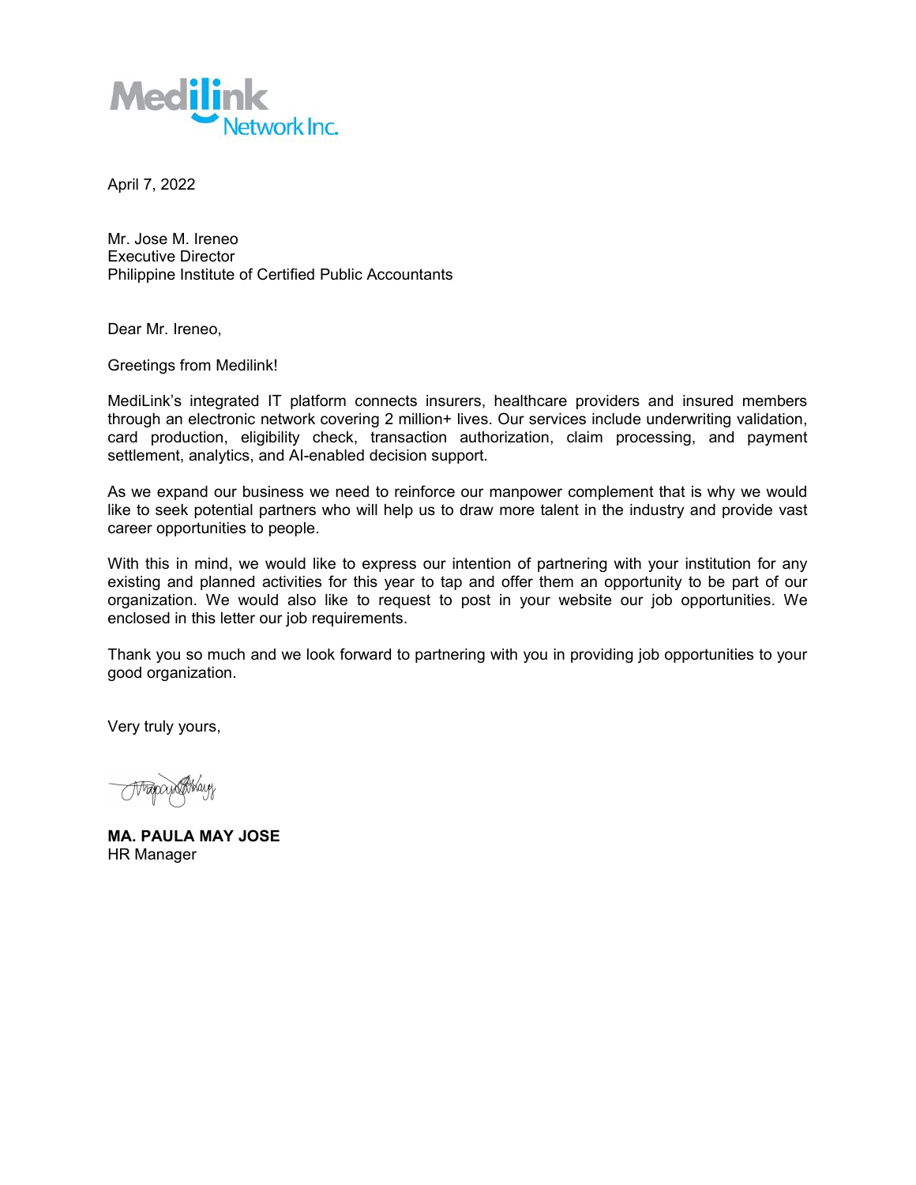Medilink Network Inc.

April 7, 2022

Mr. Jose M. Ireneo  
Executive Director  
Philippine Institute of Certified Public Accountants

Dear Mr. Ireneo,

Greetings from Medilink!

MediLink's integrated IT platform connects insurers, healthcare providers and insured members through an electronic network covering 2 million+ lives. Our services include underwriting validation, card production, eligibility check, transaction authorization, claim processing, and payment settlement, analytics, and AI-enabled decision support.

As we expand our business we need to reinforce our manpower complement that is why we would like to seek potential partners who will help us to draw more talent in the industry and provide vast career opportunities to people.

With this in mind, we would like to express our intention of partnering with your institution for any existing and planned activities for this year to tap and offer them an opportunity to be part of our organization. We would also like to request to post in your website our job opportunities. We enclosed in this letter our job requirements.

Thank you so much and we look forward to partnering with you in providing job opportunities to your good organization.

Very truly yours,

**MA. PAULA MAY JOSE**  
HR Manager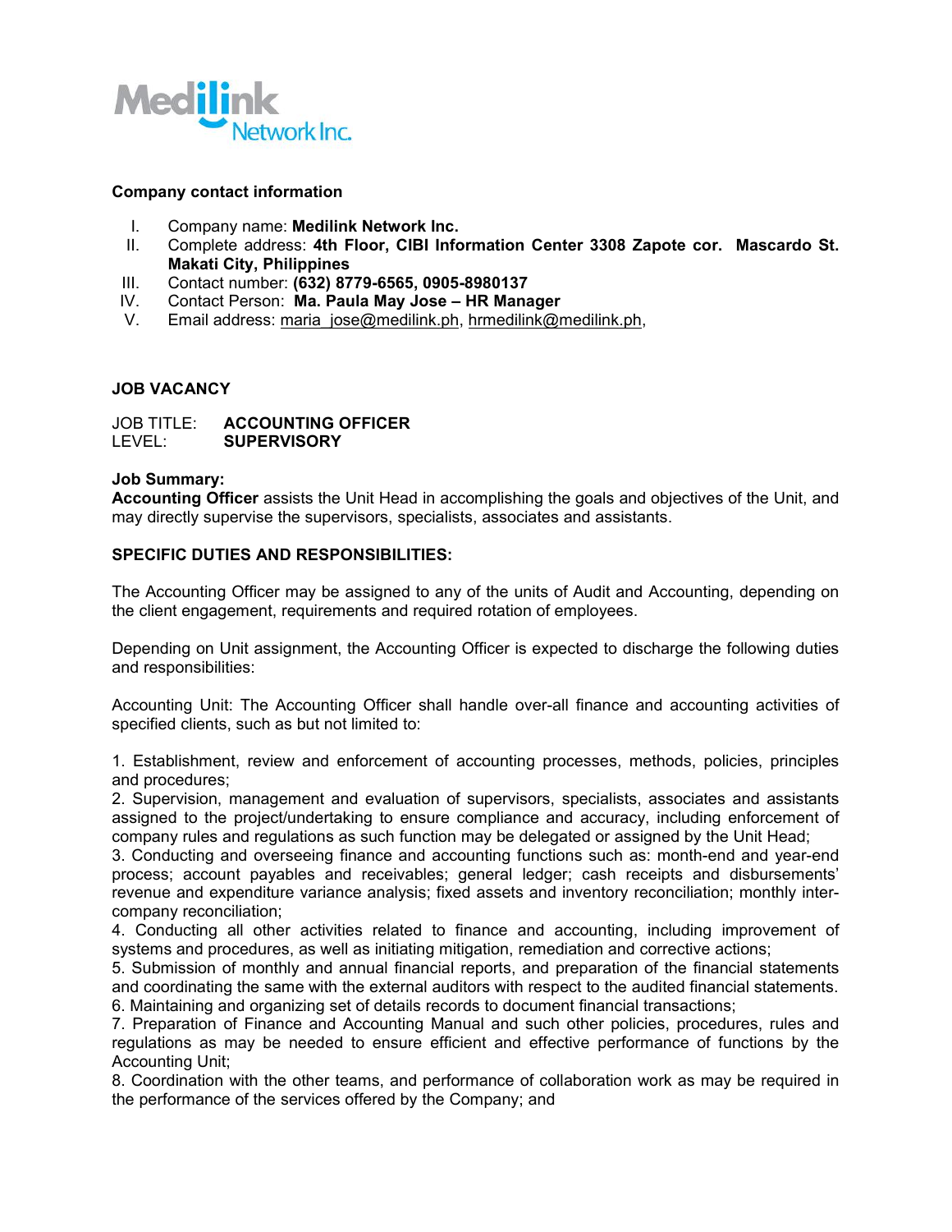Medilink Network Inc.

**Company contact information**

I. Company name: **Medilink Network Inc.**
II. Complete address: **4th Floor, CIBI Information Center 3308 Zapote cor. Mascardo St. Makati City, Philippines**
III. Contact number: **(632) 8779-6565, 0905-8980137**
IV. Contact Person: **Ma. Paula May Jose – HR Manager**
V. Email address: maria_jose@medilink.ph, hrmedilink@medilink.ph,

**JOB VACANCY**

JOB TITLE: **ACCOUNTING OFFICER**
LEVEL: **SUPERVISORY**

**Job Summary:**
**Accounting Officer** assists the Unit Head in accomplishing the goals and objectives of the Unit, and may directly supervise the supervisors, specialists, associates and assistants.

**SPECIFIC DUTIES AND RESPONSIBILITIES:**

The Accounting Officer may be assigned to any of the units of Audit and Accounting, depending on the client engagement, requirements and required rotation of employees.

Depending on Unit assignment, the Accounting Officer is expected to discharge the following duties and responsibilities:

Accounting Unit: The Accounting Officer shall handle over-all finance and accounting activities of specified clients, such as but not limited to:

1. Establishment, review and enforcement of accounting processes, methods, policies, principles and procedures;
2. Supervision, management and evaluation of supervisors, specialists, associates and assistants assigned to the project/undertaking to ensure compliance and accuracy, including enforcement of company rules and regulations as such function may be delegated or assigned by the Unit Head;
3. Conducting and overseeing finance and accounting functions such as: month-end and year-end process; account payables and receivables; general ledger; cash receipts and disbursements' revenue and expenditure variance analysis; fixed assets and inventory reconciliation; monthly inter-company reconciliation;
4. Conducting all other activities related to finance and accounting, including improvement of systems and procedures, as well as initiating mitigation, remediation and corrective actions;
5. Submission of monthly and annual financial reports, and preparation of the financial statements and coordinating the same with the external auditors with respect to the audited financial statements.
6. Maintaining and organizing set of details records to document financial transactions;
7. Preparation of Finance and Accounting Manual and such other policies, procedures, rules and regulations as may be needed to ensure efficient and effective performance of functions by the Accounting Unit;
8. Coordination with the other teams, and performance of collaboration work as may be required in the performance of the services offered by the Company; and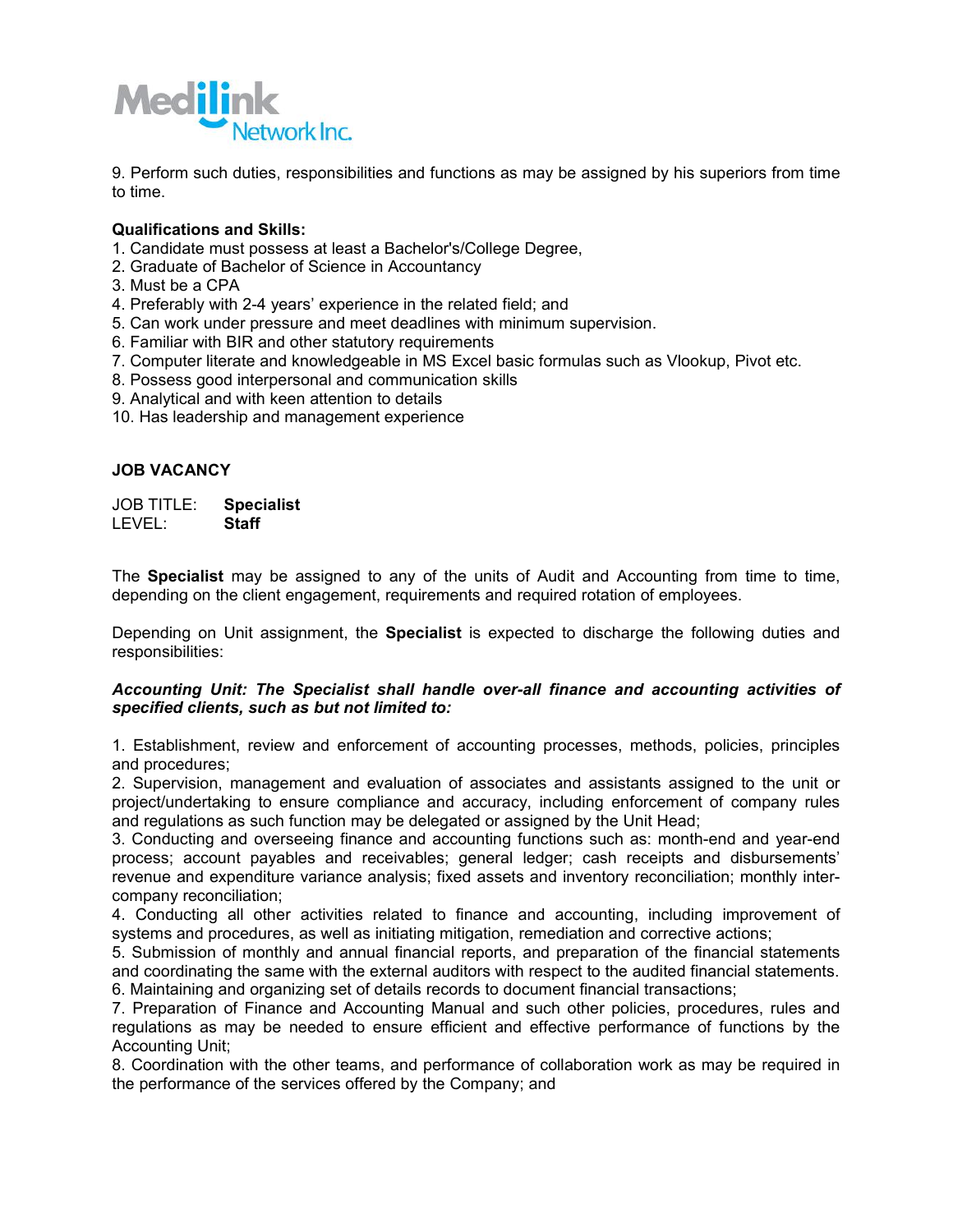9. Perform such duties, responsibilities and functions as may be assigned by his superiors from time to time.

**Qualifications and Skills:**

1. Candidate must possess at least a Bachelor's/College Degree,
2. Graduate of Bachelor of Science in Accountancy
3. Must be a CPA
4. Preferably with 2-4 years' experience in the related field; and
5. Can work under pressure and meet deadlines with minimum supervision.
6. Familiar with BIR and other statutory requirements
7. Computer literate and knowledgeable in MS Excel basic formulas such as Vlookup, Pivot etc.
8. Possess good interpersonal and communication skills
9. Analytical and with keen attention to details
10. Has leadership and management experience

**JOB VACANCY**

JOB TITLE: **Specialist**
LEVEL: **Staff**

The **Specialist** may be assigned to any of the units of Audit and Accounting from time to time, depending on the client engagement, requirements and required rotation of employees.

Depending on Unit assignment, the **Specialist** is expected to discharge the following duties and responsibilities:

***Accounting Unit: The Specialist shall handle over-all finance and accounting activities of specified clients, such as but not limited to:***

1. Establishment, review and enforcement of accounting processes, methods, policies, principles and procedures;
2. Supervision, management and evaluation of associates and assistants assigned to the unit or project/undertaking to ensure compliance and accuracy, including enforcement of company rules and regulations as such function may be delegated or assigned by the Unit Head;
3. Conducting and overseeing finance and accounting functions such as: month-end and year-end process; account payables and receivables; general ledger; cash receipts and disbursements' revenue and expenditure variance analysis; fixed assets and inventory reconciliation; monthly inter-company reconciliation;
4. Conducting all other activities related to finance and accounting, including improvement of systems and procedures, as well as initiating mitigation, remediation and corrective actions;
5. Submission of monthly and annual financial reports, and preparation of the financial statements and coordinating the same with the external auditors with respect to the audited financial statements.
6. Maintaining and organizing set of details records to document financial transactions;
7. Preparation of Finance and Accounting Manual and such other policies, procedures, rules and regulations as may be needed to ensure efficient and effective performance of functions by the Accounting Unit;
8. Coordination with the other teams, and performance of collaboration work as may be required in the performance of the services offered by the Company; and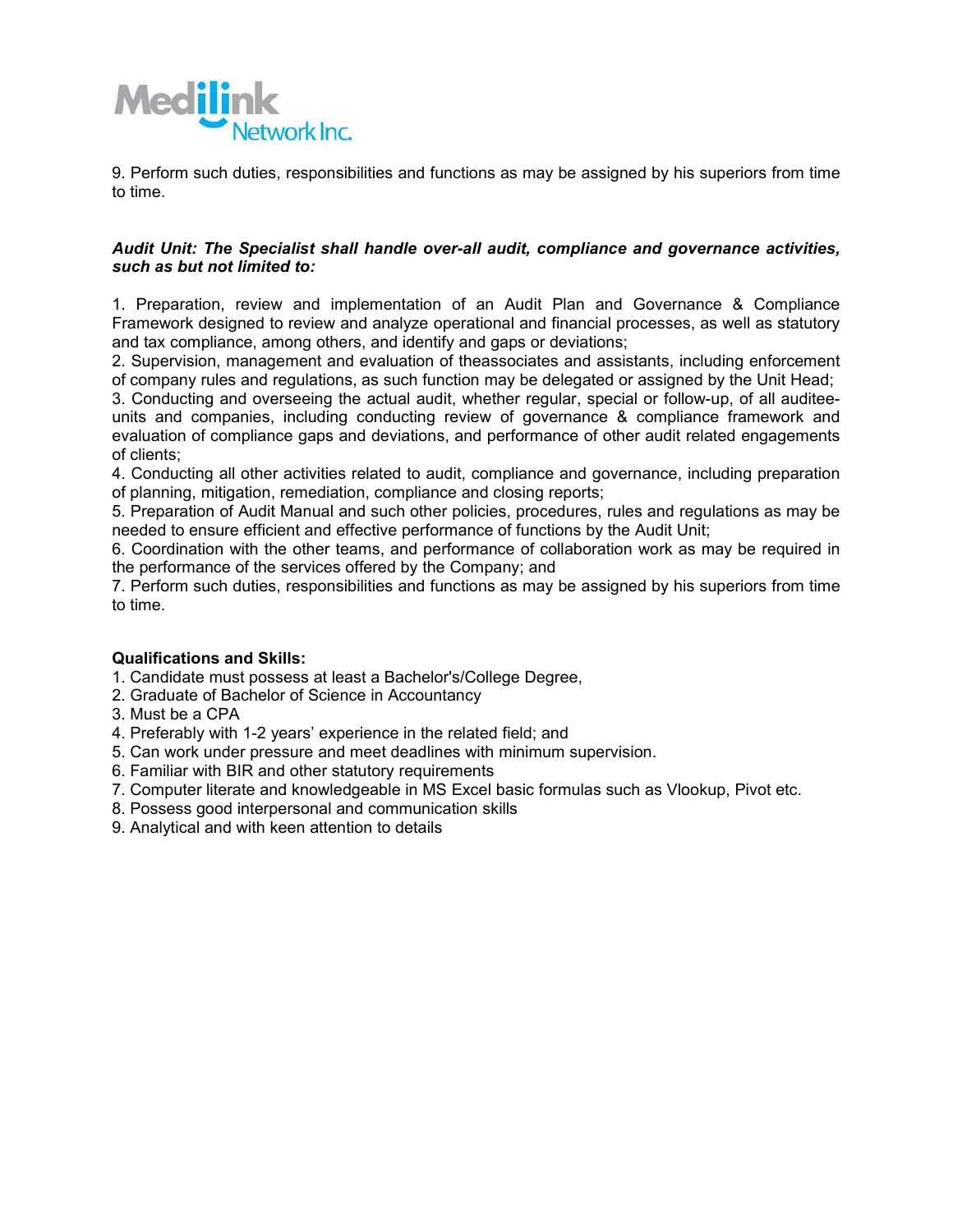9. Perform such duties, responsibilities and functions as may be assigned by his superiors from time to time.

***Audit Unit: The Specialist shall handle over-all audit, compliance and governance activities, such as but not limited to:***

1. Preparation, review and implementation of an Audit Plan and Governance & Compliance Framework designed to review and analyze operational and financial processes, as well as statutory and tax compliance, among others, and identify and gaps or deviations;
2. Supervision, management and evaluation of theassociates and assistants, including enforcement of company rules and regulations, as such function may be delegated or assigned by the Unit Head;
3. Conducting and overseeing the actual audit, whether regular, special or follow-up, of all auditee-units and companies, including conducting review of governance & compliance framework and evaluation of compliance gaps and deviations, and performance of other audit related engagements of clients;
4. Conducting all other activities related to audit, compliance and governance, including preparation of planning, mitigation, remediation, compliance and closing reports;
5. Preparation of Audit Manual and such other policies, procedures, rules and regulations as may be needed to ensure efficient and effective performance of functions by the Audit Unit;
6. Coordination with the other teams, and performance of collaboration work as may be required in the performance of the services offered by the Company; and
7. Perform such duties, responsibilities and functions as may be assigned by his superiors from time to time.

**Qualifications and Skills:**

1. Candidate must possess at least a Bachelor's/College Degree,
2. Graduate of Bachelor of Science in Accountancy
3. Must be a CPA
4. Preferably with 1-2 years' experience in the related field; and
5. Can work under pressure and meet deadlines with minimum supervision.
6. Familiar with BIR and other statutory requirements
7. Computer literate and knowledgeable in MS Excel basic formulas such as Vlookup, Pivot etc.
8. Possess good interpersonal and communication skills
9. Analytical and with keen attention to details